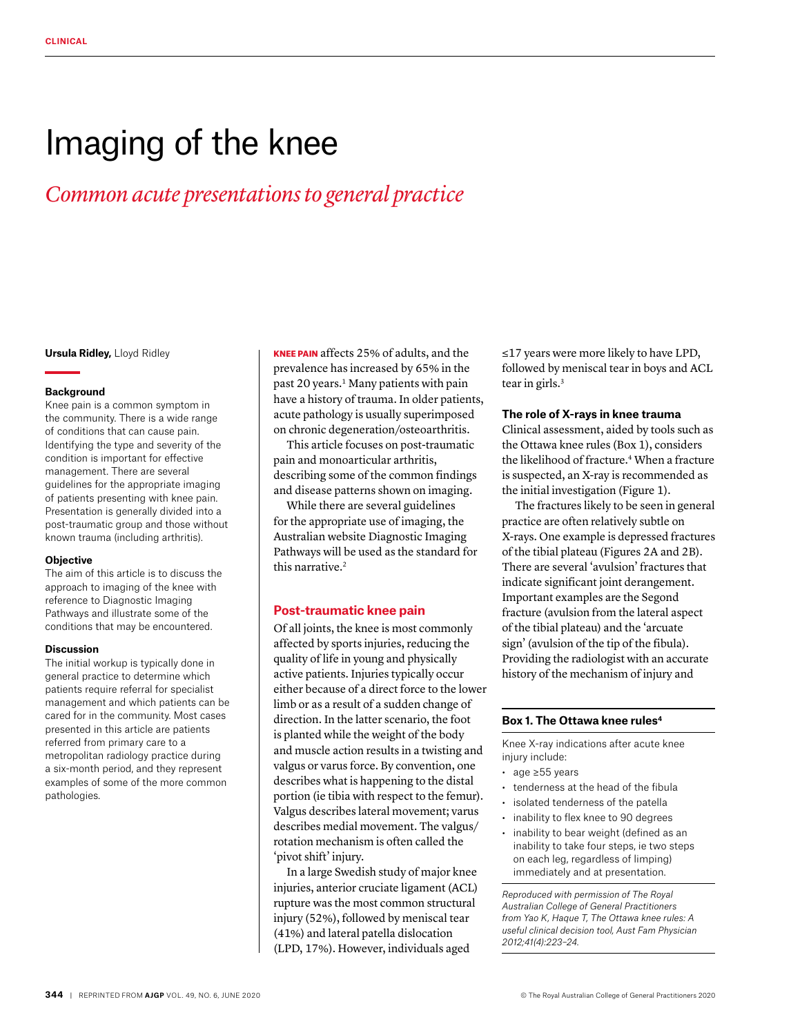CLINICAL

# Imaging of the knee

## *Common acute presentations to general practice*

**Ursula Ridley,** Lloyd Ridley

### Background

Knee pain is a common symptom in the community. There is a wide range of conditions that can cause pain. Identifying the type and severity of the condition is important for effective management. There are several guidelines for the appropriate imaging of patients presenting with knee pain. Presentation is generally divided into a post-traumatic group and those without known trauma (including arthritis).

### Objective

The aim of this article is to discuss the approach to imaging of the knee with reference to Diagnostic Imaging Pathways and illustrate some of the conditions that may be encountered.

### Discussion

The initial workup is typically done in general practice to determine which patients require referral for specialist management and which patients can be cared for in the community. Most cases presented in this article are patients referred from primary care to a metropolitan radiology practice during a six-month period, and they represent examples of some of the more common pathologies.

**KNEE PAIN** affects 25% of adults, and the prevalence has increased by 65% in the past 20 years.[1] Many patients with pain have a history of trauma. In older patients, acute pathology is usually superimposed on chronic degeneration/osteoarthritis.

This article focuses on post-traumatic pain and monoarticular arthritis, describing some of the common findings and disease patterns shown on imaging.

While there are several guidelines for the appropriate use of imaging, the Australian website Diagnostic Imaging Pathways will be used as the standard for this narrative.[2]

## Post-traumatic knee pain

Of all joints, the knee is most commonly affected by sports injuries, reducing the quality of life in young and physically active patients. Injuries typically occur either because of a direct force to the lower limb or as a result of a sudden change of direction. In the latter scenario, the foot is planted while the weight of the body and muscle action results in a twisting and valgus or varus force. By convention, one describes what is happening to the distal portion (ie tibia with respect to the femur). Valgus describes lateral movement; varus describes medial movement. The valgus/rotation mechanism is often called the 'pivot shift' injury.

In a large Swedish study of major knee injuries, anterior cruciate ligament (ACL) rupture was the most common structural injury (52%), followed by meniscal tear (41%) and lateral patella dislocation (LPD, 17%). However, individuals aged ≤17 years were more likely to have LPD, followed by meniscal tear in boys and ACL tear in girls.[3]

### The role of X-rays in knee trauma

Clinical assessment, aided by tools such as the Ottawa knee rules (Box 1), considers the likelihood of fracture.[4] When a fracture is suspected, an X-ray is recommended as the initial investigation (Figure 1).

The fractures likely to be seen in general practice are often relatively subtle on X-rays. One example is depressed fractures of the tibial plateau (Figures 2A and 2B). There are several 'avulsion' fractures that indicate significant joint derangement. Important examples are the Segond fracture (avulsion from the lateral aspect of the tibial plateau) and the 'arcuate sign' (avulsion of the tip of the fibula). Providing the radiologist with an accurate history of the mechanism of injury and

**Box 1. The Ottawa knee rules[4]**

Knee X-ray indications after acute knee injury include:

- age ≥55 years
- tenderness at the head of the fibula
- isolated tenderness of the patella
- inability to flex knee to 90 degrees
- inability to bear weight (defined as an inability to take four steps, ie two steps on each leg, regardless of limping) immediately and at presentation.

*Reproduced with permission of The Royal Australian College of General Practitioners from Yao K, Haque T, The Ottawa knee rules: A useful clinical decision tool, Aust Fam Physician 2012;41(4):223–24.*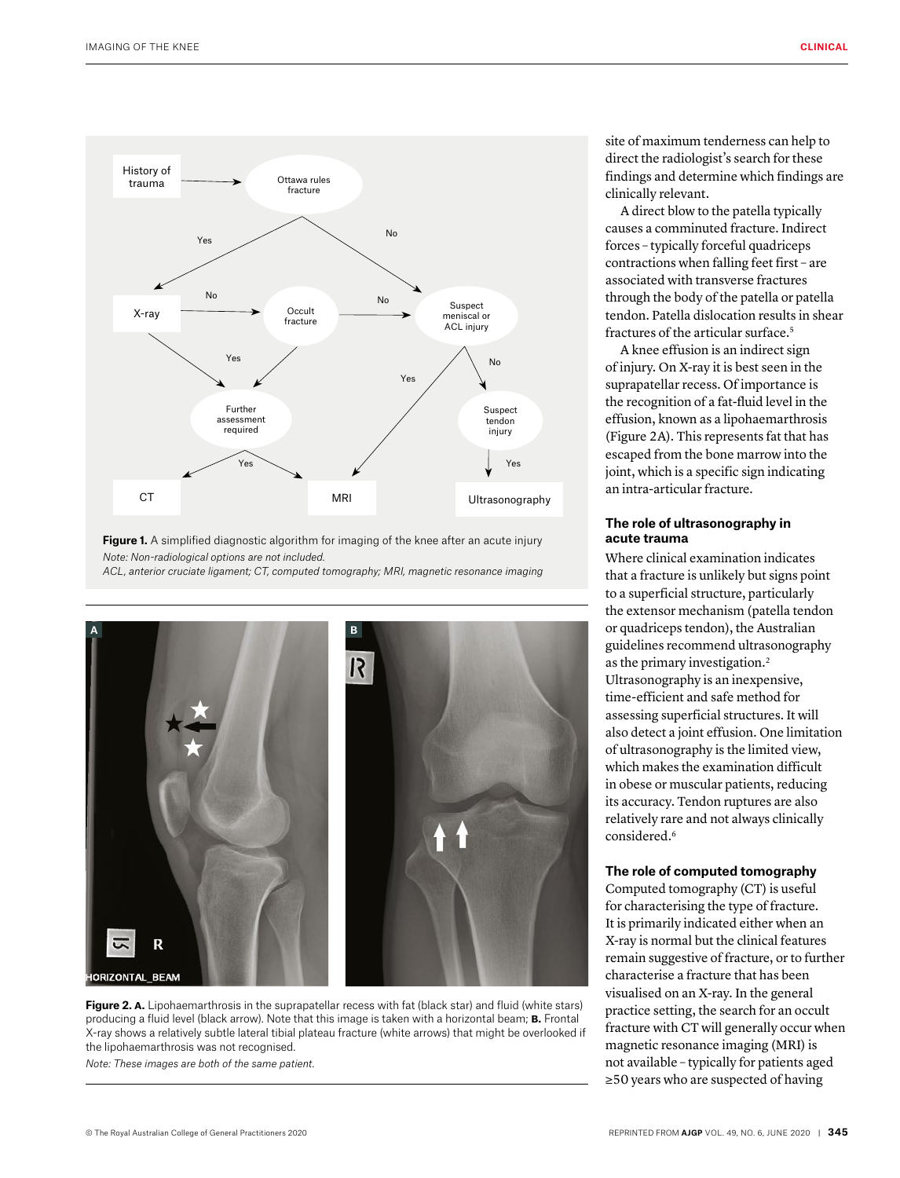**Figure 1.** A simplified diagnostic algorithm for imaging of the knee after an acute injury

*Note: Non-radiological options are not included.*

*ACL, anterior cruciate ligament; CT, computed tomography; MRI, magnetic resonance imaging*

**Figure 2. A.** Lipohaemarthrosis in the suprapatellar recess with fat (black star) and fluid (white stars) producing a fluid level (black arrow). Note that this image is taken with a horizontal beam; **B.** Frontal X-ray shows a relatively subtle lateral tibial plateau fracture (white arrows) that might be overlooked if the lipohaemarthrosis was not recognised.

*Note: These images are both of the same patient.*

site of maximum tenderness can help to direct the radiologist's search for these findings and determine which findings are clinically relevant.

A direct blow to the patella typically causes a comminuted fracture. Indirect forces – typically forceful quadriceps contractions when falling feet first – are associated with transverse fractures through the body of the patella or patella tendon. Patella dislocation results in shear fractures of the articular surface.[5]

A knee effusion is an indirect sign of injury. On X-ray it is best seen in the suprapatellar recess. Of importance is the recognition of a fat-fluid level in the effusion, known as a lipohaemarthrosis (Figure 2A). This represents fat that has escaped from the bone marrow into the joint, which is a specific sign indicating an intra-articular fracture.

### The role of ultrasonography in acute trauma

Where clinical examination indicates that a fracture is unlikely but signs point to a superficial structure, particularly the extensor mechanism (patella tendon or quadriceps tendon), the Australian guidelines recommend ultrasonography as the primary investigation.[2] Ultrasonography is an inexpensive, time-efficient and safe method for assessing superficial structures. It will also detect a joint effusion. One limitation of ultrasonography is the limited view, which makes the examination difficult in obese or muscular patients, reducing its accuracy. Tendon ruptures are also relatively rare and not always clinically considered.[6]

### The role of computed tomography

Computed tomography (CT) is useful for characterising the type of fracture. It is primarily indicated either when an X-ray is normal but the clinical features remain suggestive of fracture, or to further characterise a fracture that has been visualised on an X-ray. In the general practice setting, the search for an occult fracture with CT will generally occur when magnetic resonance imaging (MRI) is not available – typically for patients aged ≥50 years who are suspected of having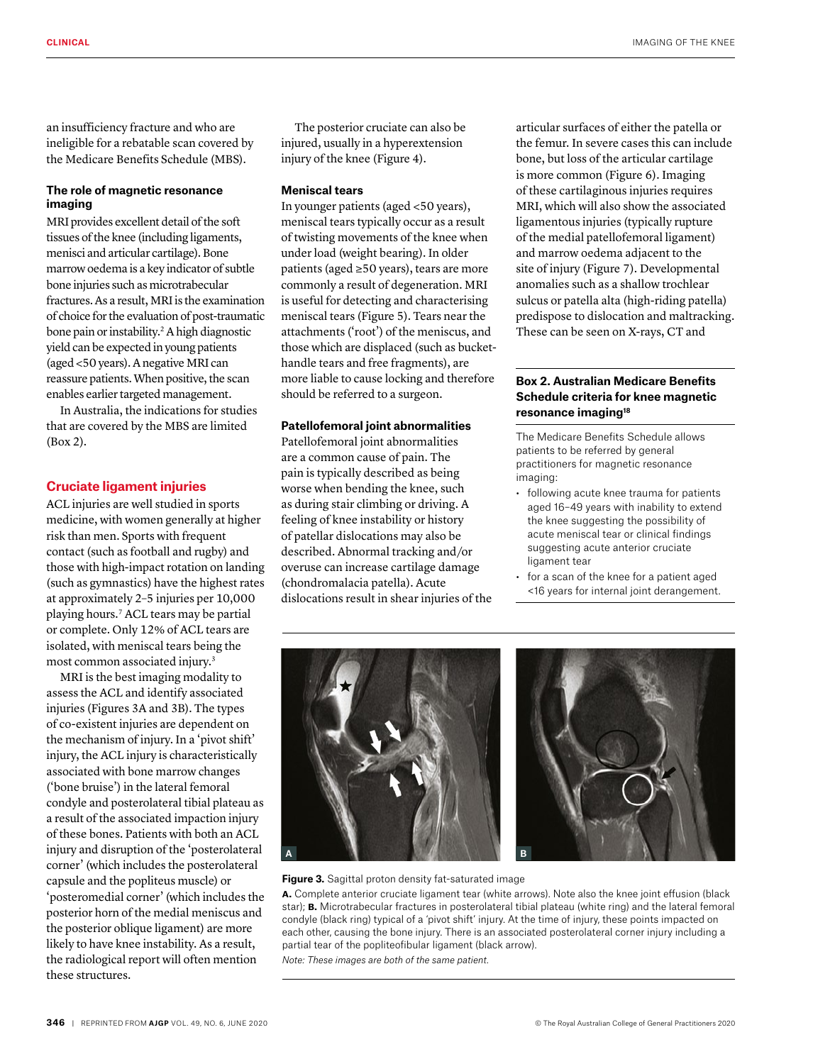an insufficiency fracture and who are ineligible for a rebatable scan covered by the Medicare Benefits Schedule (MBS).

### The role of magnetic resonance imaging

MRI provides excellent detail of the soft tissues of the knee (including ligaments, menisci and articular cartilage). Bone marrow oedema is a key indicator of subtle bone injuries such as microtrabecular fractures. As a result, MRI is the examination of choice for the evaluation of post-traumatic bone pain or instability.[2] A high diagnostic yield can be expected in young patients (aged <50 years). A negative MRI can reassure patients. When positive, the scan enables earlier targeted management.

In Australia, the indications for studies that are covered by the MBS are limited (Box 2).

## Cruciate ligament injuries

ACL injuries are well studied in sports medicine, with women generally at higher risk than men. Sports with frequent contact (such as football and rugby) and those with high-impact rotation on landing (such as gymnastics) have the highest rates at approximately 2–5 injuries per 10,000 playing hours.[7] ACL tears may be partial or complete. Only 12% of ACL tears are isolated, with meniscal tears being the most common associated injury.[3]

MRI is the best imaging modality to assess the ACL and identify associated injuries (Figures 3A and 3B). The types of co-existent injuries are dependent on the mechanism of injury. In a 'pivot shift' injury, the ACL injury is characteristically associated with bone marrow changes ('bone bruise') in the lateral femoral condyle and posterolateral tibial plateau as a result of the associated impaction injury of these bones. Patients with both an ACL injury and disruption of the 'posterolateral corner' (which includes the posterolateral capsule and the popliteus muscle) or 'posteromedial corner' (which includes the posterior horn of the medial meniscus and the posterior oblique ligament) are more likely to have knee instability. As a result, the radiological report will often mention these structures.

The posterior cruciate can also be injured, usually in a hyperextension injury of the knee (Figure 4).

### Meniscal tears

In younger patients (aged <50 years), meniscal tears typically occur as a result of twisting movements of the knee when under load (weight bearing). In older patients (aged ≥50 years), tears are more commonly a result of degeneration. MRI is useful for detecting and characterising meniscal tears (Figure 5). Tears near the attachments ('root') of the meniscus, and those which are displaced (such as bucket-handle tears and free fragments), are more liable to cause locking and therefore should be referred to a surgeon.

### Patellofemoral joint abnormalities

Patellofemoral joint abnormalities are a common cause of pain. The pain is typically described as being worse when bending the knee, such as during stair climbing or driving. A feeling of knee instability or history of patellar dislocations may also be described. Abnormal tracking and/or overuse can increase cartilage damage (chondromalacia patella). Acute dislocations result in shear injuries of the articular surfaces of either the patella or the femur. In severe cases this can include bone, but loss of the articular cartilage is more common (Figure 6). Imaging of these cartilaginous injuries requires MRI, which will also show the associated ligamentous injuries (typically rupture of the medial patellofemoral ligament) and marrow oedema adjacent to the site of injury (Figure 7). Developmental anomalies such as a shallow trochlear sulcus or patella alta (high-riding patella) predispose to dislocation and maltracking. These can be seen on X-rays, CT and

**Box 2. Australian Medicare Benefits Schedule criteria for knee magnetic resonance imaging[18]**

The Medicare Benefits Schedule allows patients to be referred by general practitioners for magnetic resonance imaging:

- following acute knee trauma for patients aged 16–49 years with inability to extend the knee suggesting the possibility of acute meniscal tear or clinical findings suggesting acute anterior cruciate ligament tear
- for a scan of the knee for a patient aged <16 years for internal joint derangement.

**Figure 3.** Sagittal proton density fat-saturated image

**A.** Complete anterior cruciate ligament tear (white arrows). Note also the knee joint effusion (black star); **B.** Microtrabecular fractures in posterolateral tibial plateau (white ring) and the lateral femoral condyle (black ring) typical of a 'pivot shift' injury. At the time of injury, these points impacted on each other, causing the bone injury. There is an associated posterolateral corner injury including a partial tear of the popliteofibular ligament (black arrow).

*Note: These images are both of the same patient.*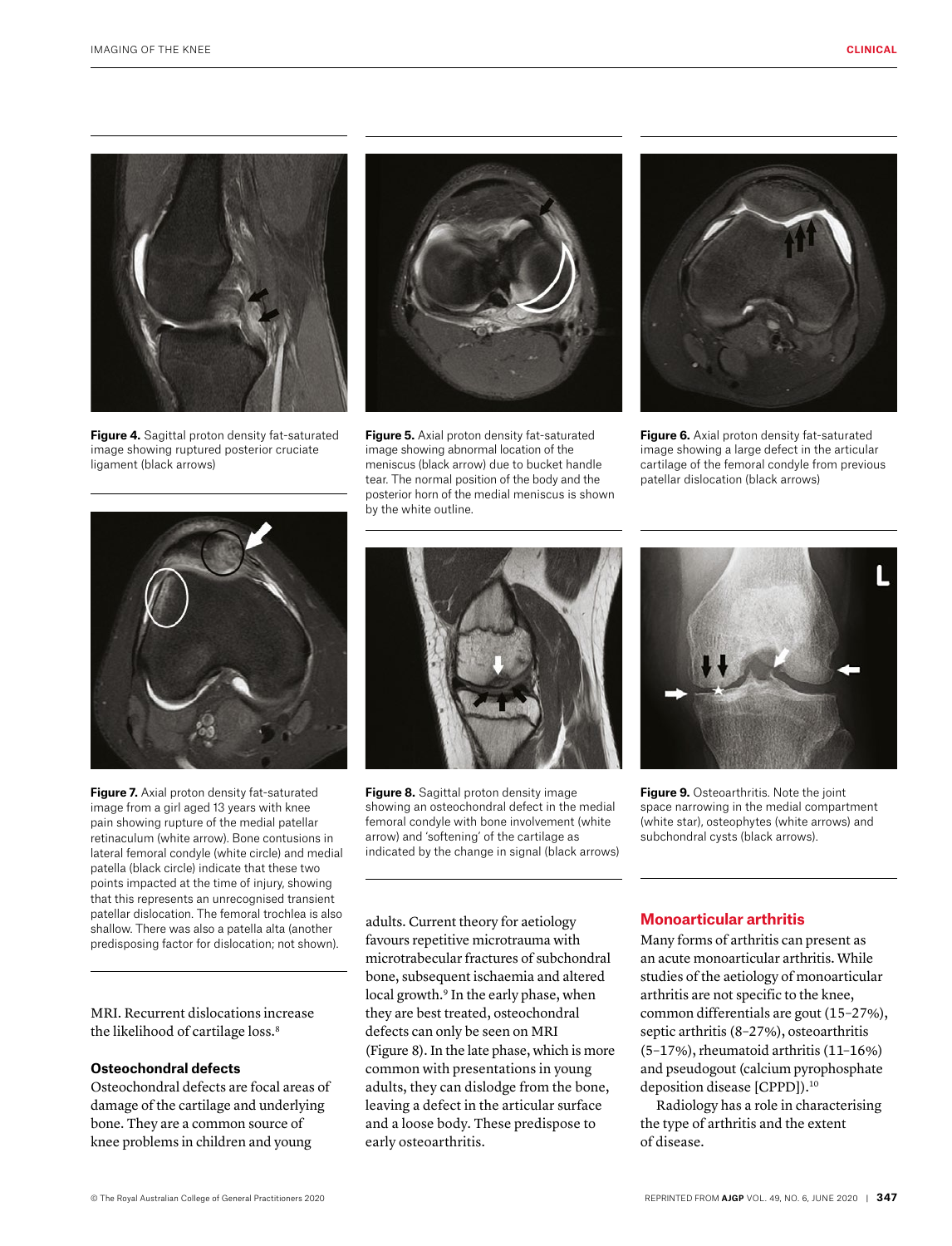Figure 4. Sagittal proton density fat-saturated image showing ruptured posterior cruciate ligament (black arrows)

Figure 5. Axial proton density fat-saturated image showing abnormal location of the meniscus (black arrow) due to bucket handle tear. The normal position of the body and the posterior horn of the medial meniscus is shown by the white outline.

Figure 6. Axial proton density fat-saturated image showing a large defect in the articular cartilage of the femoral condyle from previous patellar dislocation (black arrows)

Figure 7. Axial proton density fat-saturated image from a girl aged 13 years with knee pain showing rupture of the medial patellar retinaculum (white arrow). Bone contusions in lateral femoral condyle (white circle) and medial patella (black circle) indicate that these two points impacted at the time of injury, showing that this represents an unrecognised transient patellar dislocation. The femoral trochlea is also shallow. There was also a patella alta (another predisposing factor for dislocation; not shown).

Figure 8. Sagittal proton density image showing an osteochondral defect in the medial femoral condyle with bone involvement (white arrow) and 'softening' of the cartilage as indicated by the change in signal (black arrows)

Figure 9. Osteoarthritis. Note the joint space narrowing in the medial compartment (white star), osteophytes (white arrows) and subchondral cysts (black arrows).

MRI. Recurrent dislocations increase the likelihood of cartilage loss.[8]

### Osteochondral defects

Osteochondral defects are focal areas of damage of the cartilage and underlying bone. They are a common source of knee problems in children and young adults. Current theory for aetiology favours repetitive microtrauma with microtrabecular fractures of subchondral bone, subsequent ischaemia and altered local growth.[9] In the early phase, when they are best treated, osteochondral defects can only be seen on MRI (Figure 8). In the late phase, which is more common with presentations in young adults, they can dislodge from the bone, leaving a defect in the articular surface and a loose body. These predispose to early osteoarthritis.

## Monoarticular arthritis

Many forms of arthritis can present as an acute monoarticular arthritis. While studies of the aetiology of monoarticular arthritis are not specific to the knee, common differentials are gout (15–27%), septic arthritis (8–27%), osteoarthritis (5–17%), rheumatoid arthritis (11–16%) and pseudogout (calcium pyrophosphate deposition disease [CPPD]).[10]

Radiology has a role in characterising the type of arthritis and the extent of disease.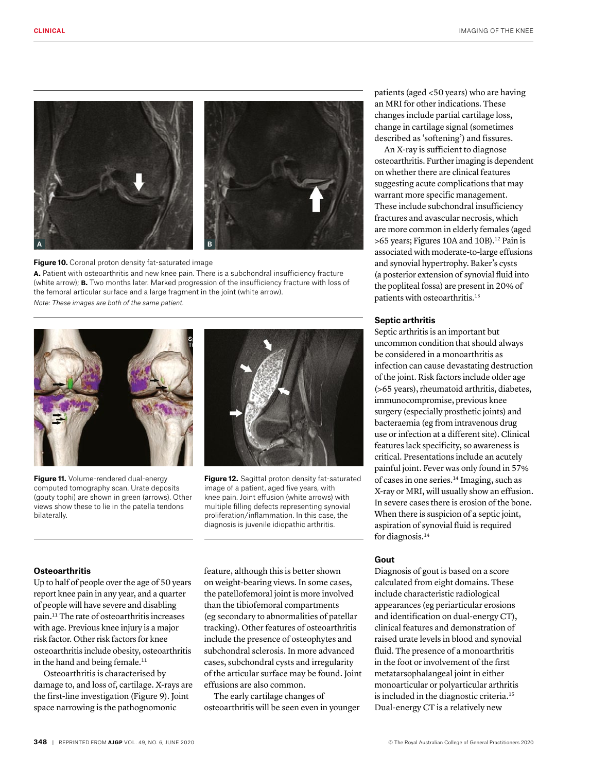**Figure 10.** Coronal proton density fat-saturated image

**A.** Patient with osteoarthritis and new knee pain. There is a subchondral insufficiency fracture (white arrow); **B.** Two months later. Marked progression of the insufficiency fracture with loss of the femoral articular surface and a large fragment in the joint (white arrow).

*Note: These images are both of the same patient.*

**Figure 11.** Volume-rendered dual-energy computed tomography scan. Urate deposits (gouty tophi) are shown in green (arrows). Other views show these to lie in the patella tendons bilaterally.

**Figure 12.** Sagittal proton density fat-saturated image of a patient, aged five years, with knee pain. Joint effusion (white arrows) with multiple filling defects representing synovial proliferation/inflammation. In this case, the diagnosis is juvenile idiopathic arthritis.

### Osteoarthritis

Up to half of people over the age of 50 years report knee pain in any year, and a quarter of people will have severe and disabling pain.[11] The rate of osteoarthritis increases with age. Previous knee injury is a major risk factor. Other risk factors for knee osteoarthritis include obesity, osteoarthritis in the hand and being female.[11]

Osteoarthritis is characterised by damage to, and loss of, cartilage. X-rays are the first-line investigation (Figure 9). Joint space narrowing is the pathognomonic feature, although this is better shown on weight-bearing views. In some cases, the patellofemoral joint is more involved than the tibiofemoral compartments (eg secondary to abnormalities of patellar tracking). Other features of osteoarthritis include the presence of osteophytes and subchondral sclerosis. In more advanced cases, subchondral cysts and irregularity of the articular surface may be found. Joint effusions are also common.

The early cartilage changes of osteoarthritis will be seen even in younger patients (aged <50 years) who are having an MRI for other indications. These changes include partial cartilage loss, change in cartilage signal (sometimes described as 'softening') and fissures.

An X-ray is sufficient to diagnose osteoarthritis. Further imaging is dependent on whether there are clinical features suggesting acute complications that may warrant more specific management. These include subchondral insufficiency fractures and avascular necrosis, which are more common in elderly females (aged >65 years; Figures 10A and 10B).[12] Pain is associated with moderate-to-large effusions and synovial hypertrophy. Baker's cysts (a posterior extension of synovial fluid into the popliteal fossa) are present in 20% of patients with osteoarthritis.[13]

### Septic arthritis

Septic arthritis is an important but uncommon condition that should always be considered in a monoarthritis as infection can cause devastating destruction of the joint. Risk factors include older age (>65 years), rheumatoid arthritis, diabetes, immunocompromise, previous knee surgery (especially prosthetic joints) and bacteraemia (eg from intravenous drug use or infection at a different site). Clinical features lack specificity, so awareness is critical. Presentations include an acutely painful joint. Fever was only found in 57% of cases in one series.[14] Imaging, such as X-ray or MRI, will usually show an effusion. In severe cases there is erosion of the bone. When there is suspicion of a septic joint, aspiration of synovial fluid is required for diagnosis.[14]

### Gout

Diagnosis of gout is based on a score calculated from eight domains. These include characteristic radiological appearances (eg periarticular erosions and identification on dual-energy CT), clinical features and demonstration of raised urate levels in blood and synovial fluid. The presence of a monoarthritis in the foot or involvement of the first metatarsophalangeal joint in either monoarticular or polyarticular arthritis is included in the diagnostic criteria.[15] Dual-energy CT is a relatively new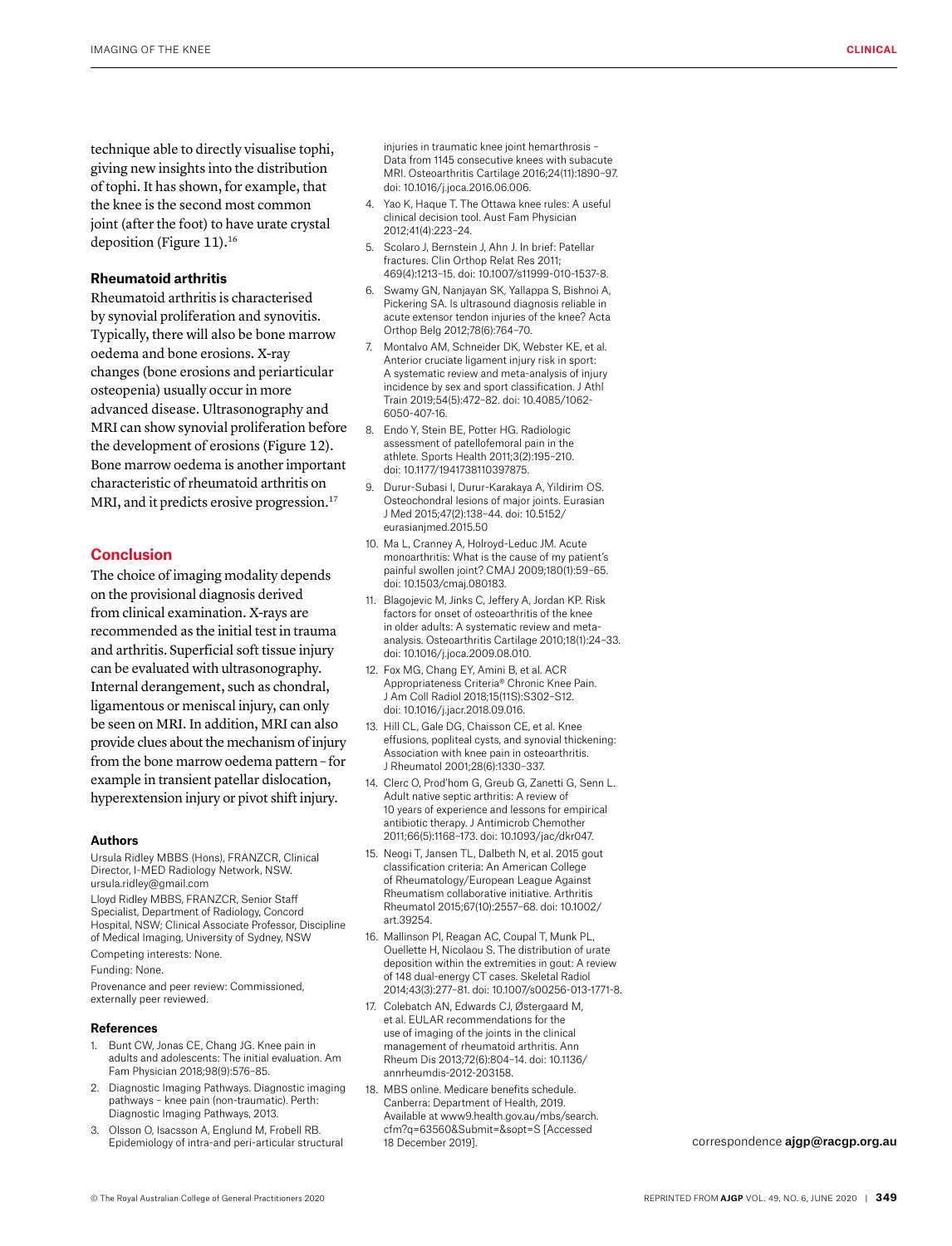technique able to directly visualise tophi, giving new insights into the distribution of tophi. It has shown, for example, that the knee is the second most common joint (after the foot) to have urate crystal deposition (Figure 11).[16]

### Rheumatoid arthritis

Rheumatoid arthritis is characterised by synovial proliferation and synovitis. Typically, there will also be bone marrow oedema and bone erosions. X-ray changes (bone erosions and periarticular osteopenia) usually occur in more advanced disease. Ultrasonography and MRI can show synovial proliferation before the development of erosions (Figure 12). Bone marrow oedema is another important characteristic of rheumatoid arthritis on MRI, and it predicts erosive progression.[17]

## Conclusion

The choice of imaging modality depends on the provisional diagnosis derived from clinical examination. X-rays are recommended as the initial test in trauma and arthritis. Superficial soft tissue injury can be evaluated with ultrasonography. Internal derangement, such as chondral, ligamentous or meniscal injury, can only be seen on MRI. In addition, MRI can also provide clues about the mechanism of injury from the bone marrow oedema pattern – for example in transient patellar dislocation, hyperextension injury or pivot shift injury.

### Authors

Ursula Ridley MBBS (Hons), FRANZCR, Clinical Director, I-MED Radiology Network, NSW. ursula.ridley@gmail.com

Lloyd Ridley MBBS, FRANZCR, Senior Staff Specialist, Department of Radiology, Concord Hospital, NSW; Clinical Associate Professor, Discipline of Medical Imaging, University of Sydney, NSW

Competing interests: None.

Funding: None.

Provenance and peer review: Commissioned, externally peer reviewed.

### References

1. Bunt CW, Jonas CE, Chang JG. Knee pain in adults and adolescents: The initial evaluation. Am Fam Physician 2018;98(9):576–85.
2. Diagnostic Imaging Pathways. Diagnostic imaging pathways – knee pain (non-traumatic). Perth: Diagnostic Imaging Pathways, 2013.
3. Olsson O, Isacsson A, Englund M, Frobell RB. Epidemiology of intra-and peri-articular structural injuries in traumatic knee joint hemarthrosis – Data from 1145 consecutive knees with subacute MRI. Osteoarthritis Cartilage 2016;24(11):1890–97. doi: 10.1016/j.joca.2016.06.006.
4. Yao K, Haque T. The Ottawa knee rules: A useful clinical decision tool. Aust Fam Physician 2012;41(4):223–24.
5. Scolaro J, Bernstein J, Ahn J. In brief: Patellar fractures. Clin Orthop Relat Res 2011; 469(4):1213–15. doi: 10.1007/s11999-010-1537-8.
6. Swamy GN, Nanjayan SK, Yallappa S, Bishnoi A, Pickering SA. Is ultrasound diagnosis reliable in acute extensor tendon injuries of the knee? Acta Orthop Belg 2012;78(6):764–70.
7. Montalvo AM, Schneider DK, Webster KE, et al. Anterior cruciate ligament injury risk in sport: A systematic review and meta-analysis of injury incidence by sex and sport classification. J Athl Train 2019;54(5):472–82. doi: 10.4085/1062-6050-407-16.
8. Endo Y, Stein BE, Potter HG. Radiologic assessment of patellofemoral pain in the athlete. Sports Health 2011;3(2):195–210. doi: 10.1177/1941738110397875.
9. Durur-Subasi I, Durur-Karakaya A, Yildirim OS. Osteochondral lesions of major joints. Eurasian J Med 2015;47(2):138–44. doi: 10.5152/eurasianjmed.2015.50
10. Ma L, Cranney A, Holroyd-Leduc JM. Acute monoarthritis: What is the cause of my patient's painful swollen joint? CMAJ 2009;180(1):59–65. doi: 10.1503/cmaj.080183.
11. Blagojevic M, Jinks C, Jeffery A, Jordan KP. Risk factors for onset of osteoarthritis of the knee in older adults: A systematic review and meta-analysis. Osteoarthritis Cartilage 2010;18(1):24–33. doi: 10.1016/j.joca.2009.08.010.
12. Fox MG, Chang EY, Amini B, et al. ACR Appropriateness Criteria® Chronic Knee Pain. J Am Coll Radiol 2018;15(11S):S302–S12. doi: 10.1016/j.jacr.2018.09.016.
13. Hill CL, Gale DG, Chaisson CE, et al. Knee effusions, popliteal cysts, and synovial thickening: Association with knee pain in osteoarthritis. J Rheumatol 2001;28(6):1330–337.
14. Clerc O, Prod'hom G, Greub G, Zanetti G, Senn L. Adult native septic arthritis: A review of 10 years of experience and lessons for empirical antibiotic therapy. J Antimicrob Chemother 2011;66(5):1168–173. doi: 10.1093/jac/dkr047.
15. Neogi T, Jansen TL, Dalbeth N, et al. 2015 gout classification criteria: An American College of Rheumatology/European League Against Rheumatism collaborative initiative. Arthritis Rheumatol 2015;67(10):2557–68. doi: 10.1002/art.39254.
16. Mallinson PI, Reagan AC, Coupal T, Munk PL, Ouellette H, Nicolaou S. The distribution of urate deposition within the extremities in gout: A review of 148 dual-energy CT cases. Skeletal Radiol 2014;43(3):277–81. doi: 10.1007/s00256-013-1771-8.
17. Colebatch AN, Edwards CJ, Østergaard M, et al. EULAR recommendations for the use of imaging of the joints in the clinical management of rheumatoid arthritis. Ann Rheum Dis 2013;72(6):804–14. doi: 10.1136/annrheumdis-2012-203158.
18. MBS online. Medicare benefits schedule. Canberra: Department of Health, 2019. Available at www9.health.gov.au/mbs/search.cfm?q=63560&Submit=&sopt=S [Accessed 18 December 2019].

correspondence **ajgp@racgp.org.au**